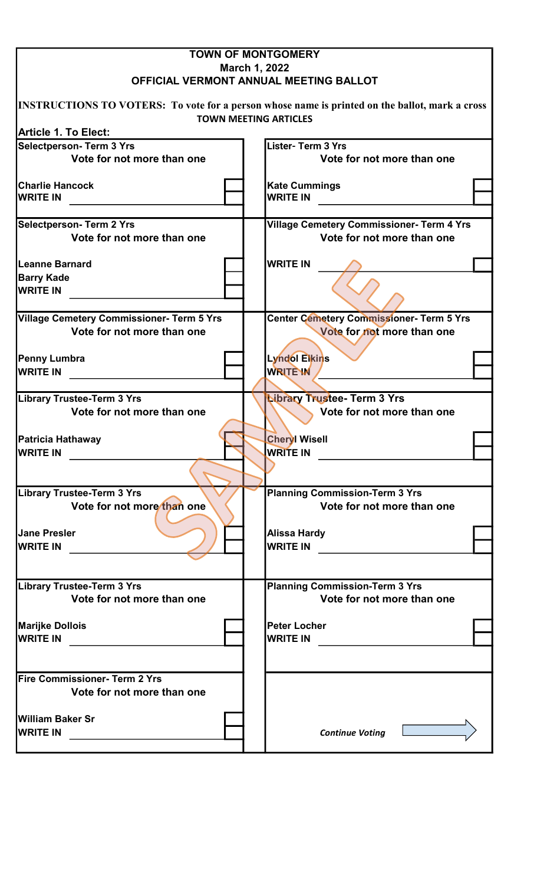# TOWN OF MONTGOMERY

**March 1, 2022**

**OFFICIAL VERMONT ANNUAL MEETING BALLOT**

**INSTRUCTIONS TO VOTERS: To vote for a person whose name is printed on the ballot, mark a cross**

**TOWN MEETING ARTICLES**

**Article 1. To Elect:**

**Selectperson- Term 3 Yrs**
Vote for not more than one

- Charlie Hancock ☐
- WRITE IN ________ ☐

**Selectperson- Term 2 Yrs**
Vote for not more than one

- Leanne Barnard ☐
- Barry Kade ☐
- WRITE IN ________ ☐

**Village Cemetery Commissioner- Term 5 Yrs**
Vote for not more than one

- Penny Lumbra ☐
- WRITE IN ________ ☐

**Library Trustee-Term 3 Yrs**
Vote for not more than one

- Patricia Hathaway ☐
- WRITE IN ________ ☐

**Library Trustee-Term 3 Yrs**
Vote for not more than one

- Jane Presler ☐
- WRITE IN ________ ☐

**Library Trustee-Term 3 Yrs**
Vote for not more than one

- Marijke Dollois ☐
- WRITE IN ________ ☐

**Fire Commissioner- Term 2 Yrs**
Vote for not more than one

- William Baker Sr ☐
- WRITE IN ________ ☐

**Lister- Term 3 Yrs**
Vote for not more than one

- Kate Cummings ☐
- WRITE IN ________ ☐

**Village Cemetery Commissioner- Term 4 Yrs**
Vote for not more than one

- WRITE IN ________ ☐

**Center Cemetery Commissioner- Term 5 Yrs**
Vote for not more than one

- Lyndol Elkins ☐
- WRITE IN ________ ☐

**Library Trustee- Term 3 Yrs**
Vote for not more than one

- Cheryl Wisell ☐
- WRITE IN ________ ☐

**Planning Commission-Term 3 Yrs**
Vote for not more than one

- Alissa Hardy ☐
- WRITE IN ________ ☐

**Planning Commission-Term 3 Yrs**
Vote for not more than one

- Peter Locher ☐
- WRITE IN ________ ☐

*Continue Voting* →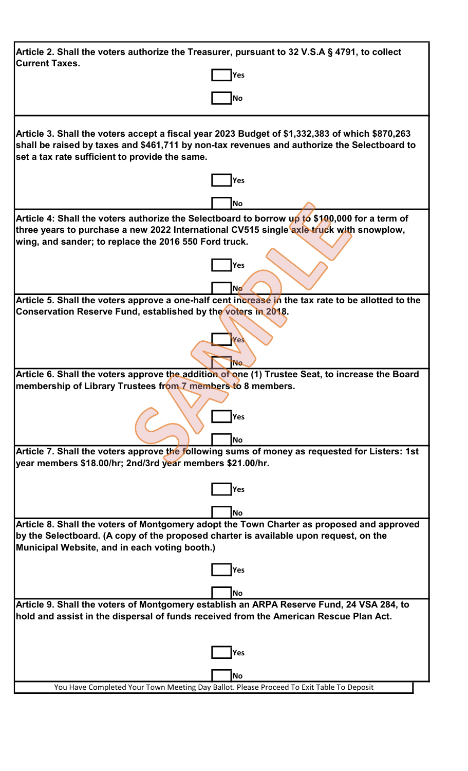**Article 2. Shall the voters authorize the Treasurer, pursuant to 32 V.S.A § 4791, to collect Current Taxes.**

☐ Yes

☐ No

**Article 3. Shall the voters accept a fiscal year 2023 Budget of $1,332,383 of which $870,263 shall be raised by taxes and $461,711 by non-tax revenues and authorize the Selectboard to set a tax rate sufficient to provide the same.**

☐ Yes

☐ No

**Article 4: Shall the voters authorize the Selectboard to borrow up to $100,000 for a term of three years to purchase a new 2022 International CV515 single axle truck with snowplow, wing, and sander; to replace the 2016 550 Ford truck.**

☐ Yes

☐ No

**Article 5. Shall the voters approve a one-half cent increase in the tax rate to be allotted to the Conservation Reserve Fund, established by the voters in 2018.**

☐ Yes

☐ No

**Article 6. Shall the voters approve the addition of one (1) Trustee Seat, to increase the Board membership of Library Trustees from 7 members to 8 members.**

☐ Yes

☐ No

**Article 7. Shall the voters approve the following sums of money as requested for Listers: 1st year members $18.00/hr; 2nd/3rd year members $21.00/hr.**

☐ Yes

☐ No

**Article 8. Shall the voters of Montgomery adopt the Town Charter as proposed and approved by the Selectboard. (A copy of the proposed charter is available upon request, on the Municipal Website, and in each voting booth.)**

☐ Yes

☐ No

**Article 9. Shall the voters of Montgomery establish an ARPA Reserve Fund, 24 VSA 284, to hold and assist in the dispersal of funds received from the American Rescue Plan Act.**

☐ Yes

☐ No

You Have Completed Your Town Meeting Day Ballot. Please Proceed To Exit Table To Deposit

SAMPLE